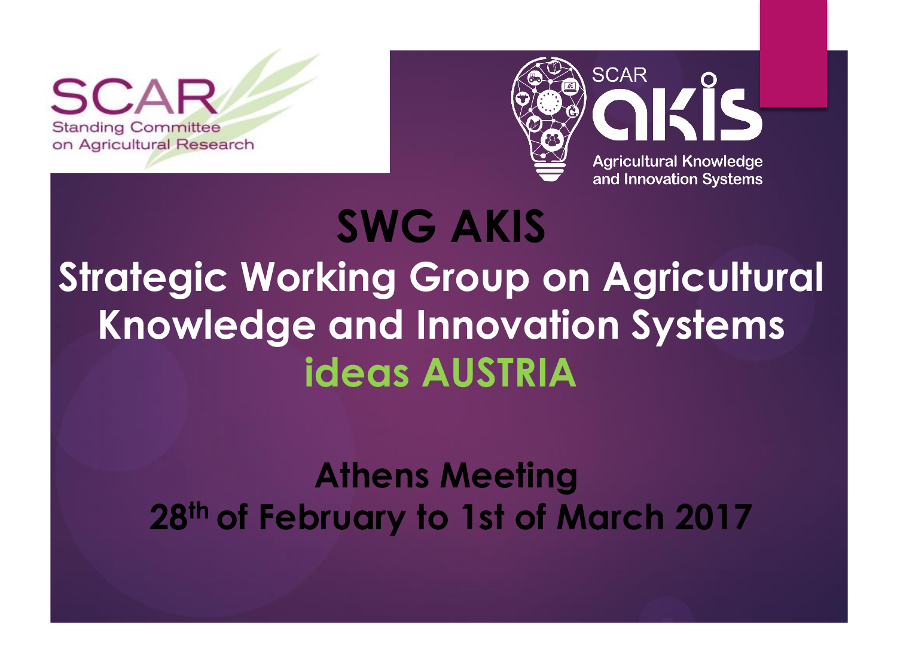SCAR
Standing Committee on Agricultural Research

SCAR akis
Agricultural Knowledge and Innovation Systems

# SWG AKIS

## Strategic Working Group on Agricultural Knowledge and Innovation Systems

## ideas AUSTRIA

**Athens Meeting**

**28th of February to 1st of March 2017**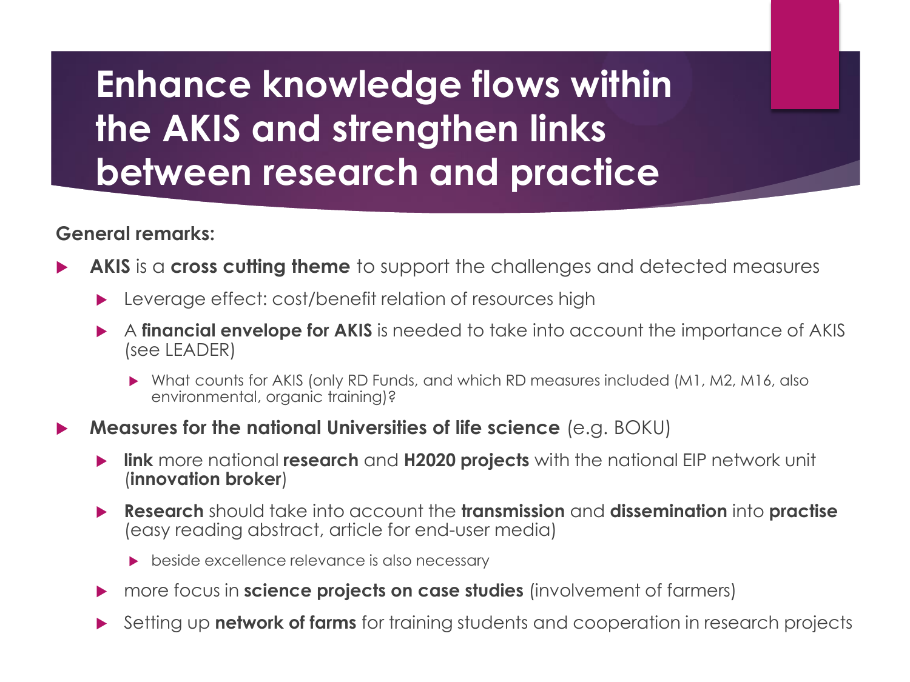# Enhance knowledge flows within the AKIS and strengthen links between research and practice

**General remarks:**

- **AKIS** is a **cross cutting theme** to support the challenges and detected measures
  - Leverage effect: cost/benefit relation of resources high
  - A **financial envelope for AKIS** is needed to take into account the importance of AKIS (see LEADER)
    - What counts for AKIS (only RD Funds, and which RD measures included (M1, M2, M16, also environmental, organic training)?
- **Measures for the national Universities of life science** (e.g. BOKU)
  - **link** more national **research** and **H2020 projects** with the national EIP network unit (**innovation broker**)
  - **Research** should take into account the **transmission** and **dissemination** into **practise** (easy reading abstract, article for end-user media)
    - beside excellence relevance is also necessary
  - more focus in **science projects on case studies** (involvement of farmers)
  - Setting up **network of farms** for training students and cooperation in research projects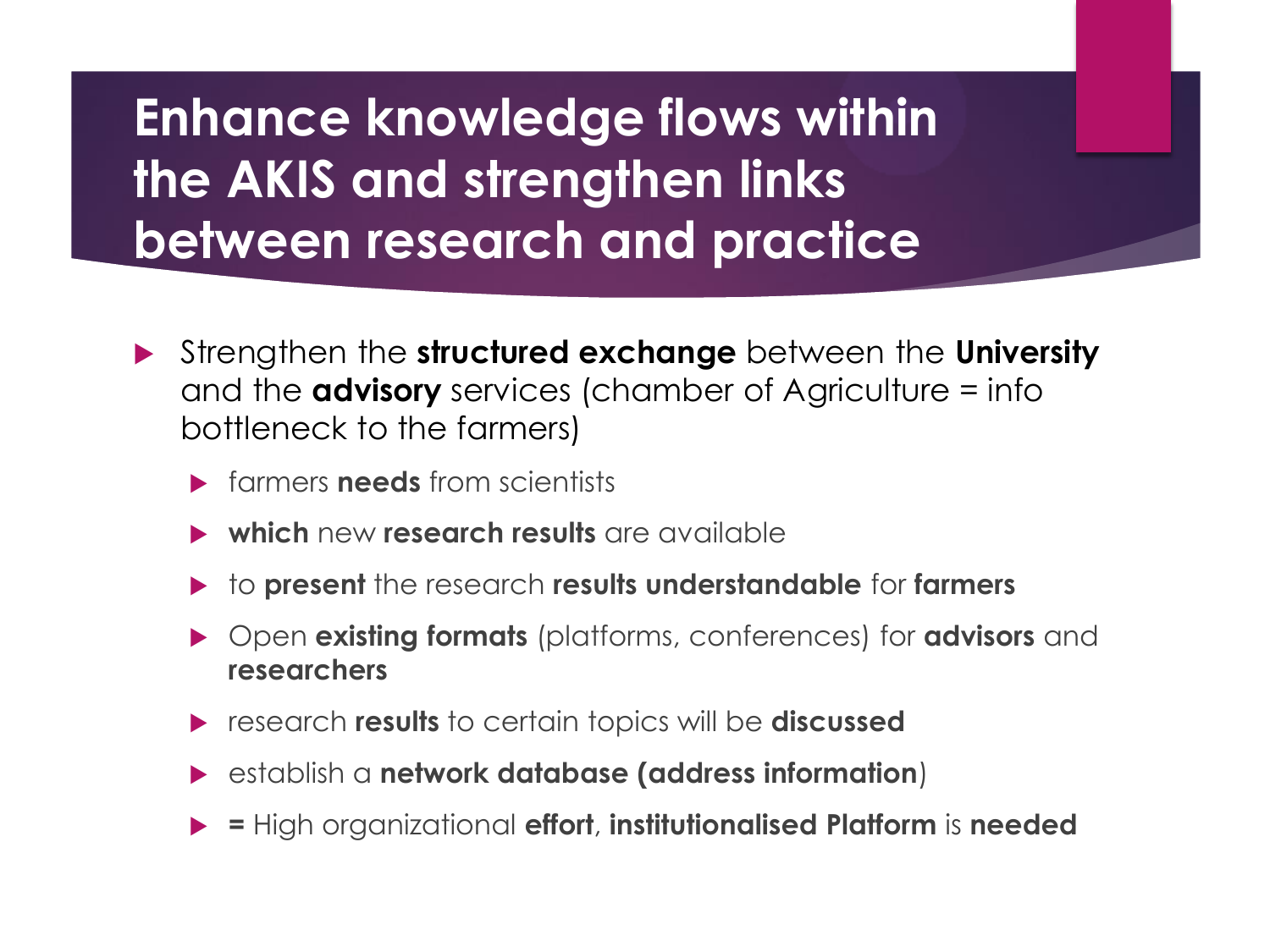# Enhance knowledge flows within the AKIS and strengthen links between research and practice

- Strengthen the **structured exchange** between the **University** and the **advisory** services (chamber of Agriculture = info bottleneck to the farmers)
  - farmers **needs** from scientists
  - **which** new **research results** are available
  - to **present** the research **results understandable** for **farmers**
  - Open **existing formats** (platforms, conferences) for **advisors** and **researchers**
  - research **results** to certain topics will be **discussed**
  - establish a **network database (address information**)
  - **=** High organizational **effort**, **institutionalised Platform** is **needed**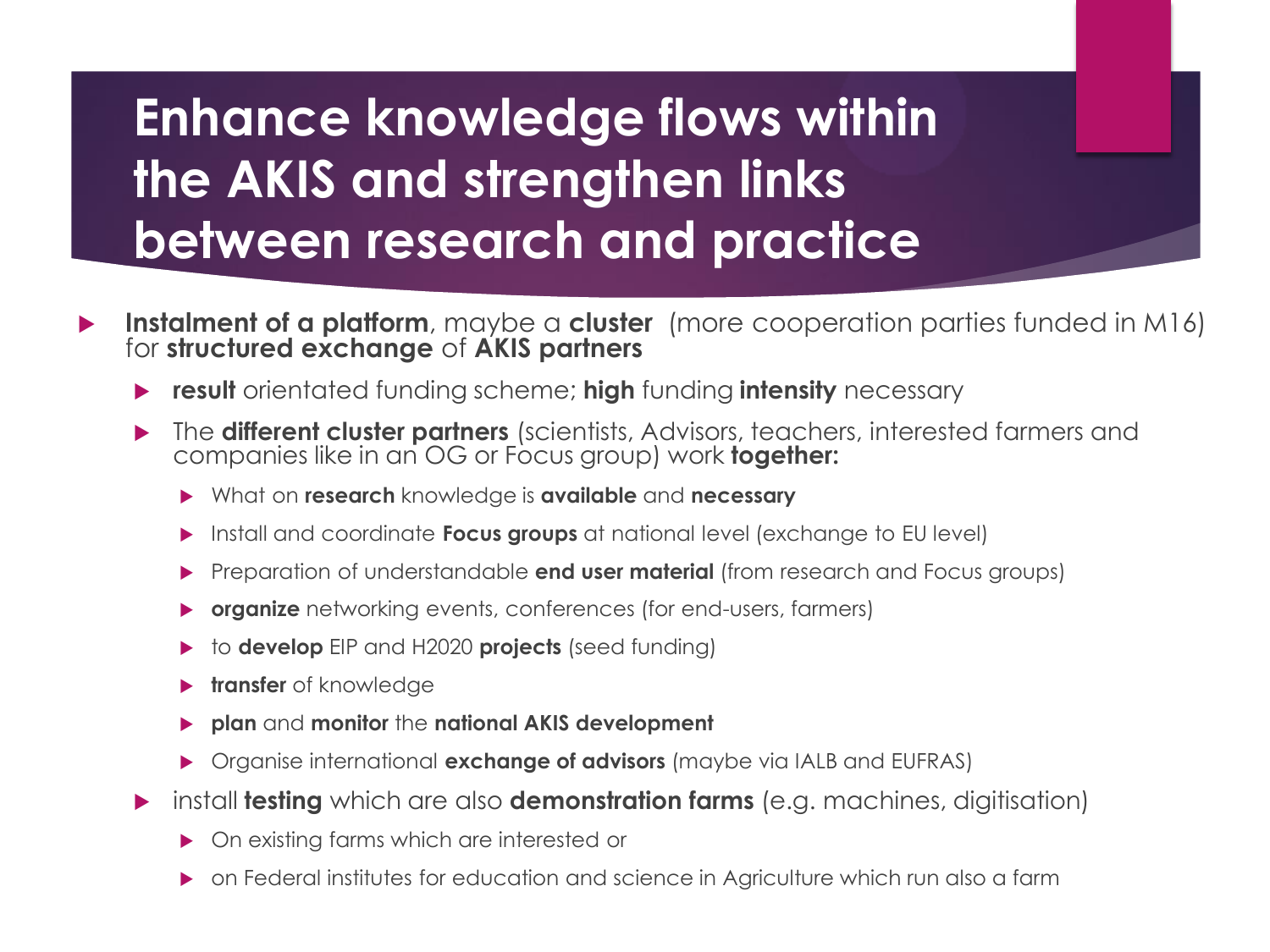# Enhance knowledge flows within the AKIS and strengthen links between research and practice

- **Instalment of a platform**, maybe a **cluster** (more cooperation parties funded in M16) for **structured exchange** of **AKIS partners**
  - **result** orientated funding scheme; **high** funding **intensity** necessary
  - The **different cluster partners** (scientists, Advisors, teachers, interested farmers and companies like in an OG or Focus group) work **together:**
    - What on **research** knowledge is **available** and **necessary**
    - Install and coordinate **Focus groups** at national level (exchange to EU level)
    - Preparation of understandable **end user material** (from research and Focus groups)
    - **organize** networking events, conferences (for end-users, farmers)
    - to **develop** EIP and H2020 **projects** (seed funding)
    - **transfer** of knowledge
    - **plan** and **monitor** the **national AKIS development**
    - Organise international **exchange of advisors** (maybe via IALB and EUFRAS)
  - install **testing** which are also **demonstration farms** (e.g. machines, digitisation)
    - On existing farms which are interested or
    - on Federal institutes for education and science in Agriculture which run also a farm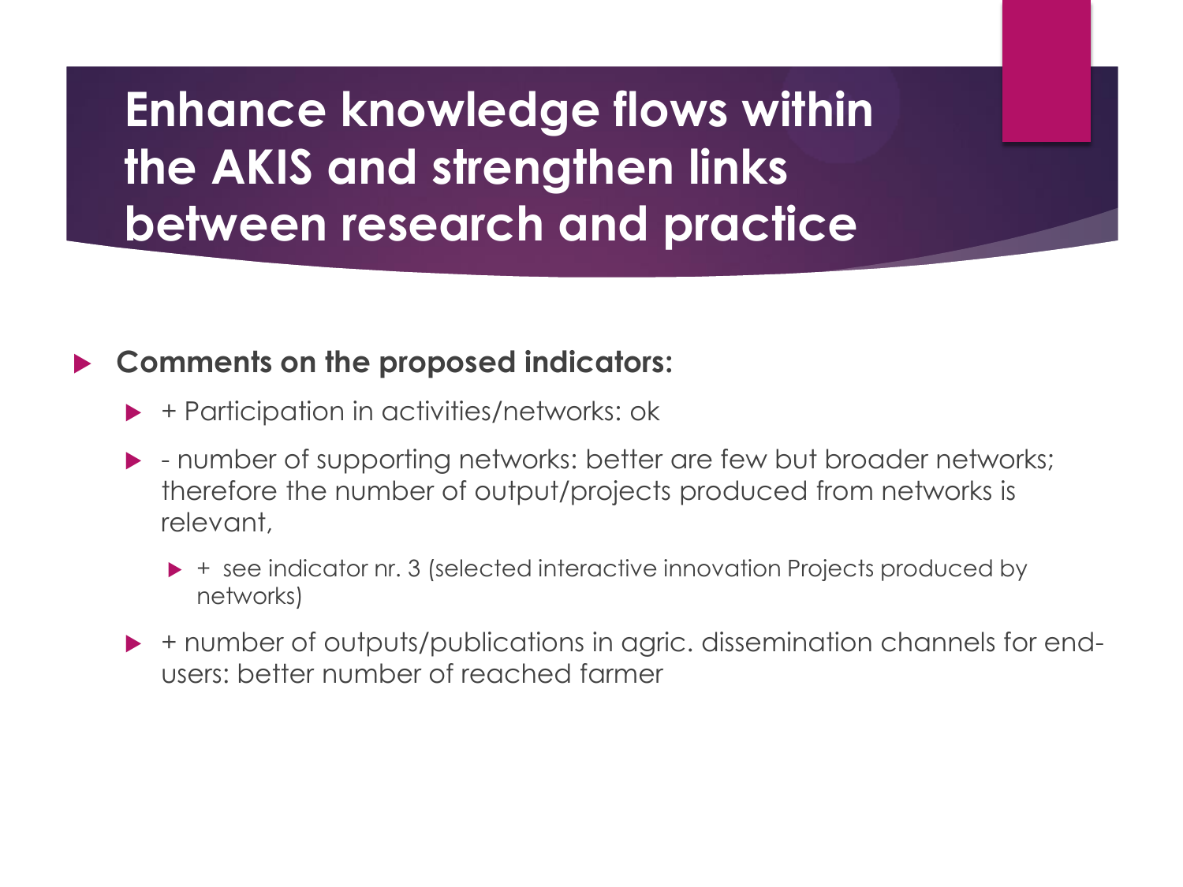# Enhance knowledge flows within the AKIS and strengthen links between research and practice

- **Comments on the proposed indicators:**
  - + Participation in activities/networks: ok
  - - number of supporting networks: better are few but broader networks; therefore the number of output/projects produced from networks is relevant,
    - + see indicator nr. 3 (selected interactive innovation Projects produced by networks)
  - + number of outputs/publications in agric. dissemination channels for end-users: better number of reached farmer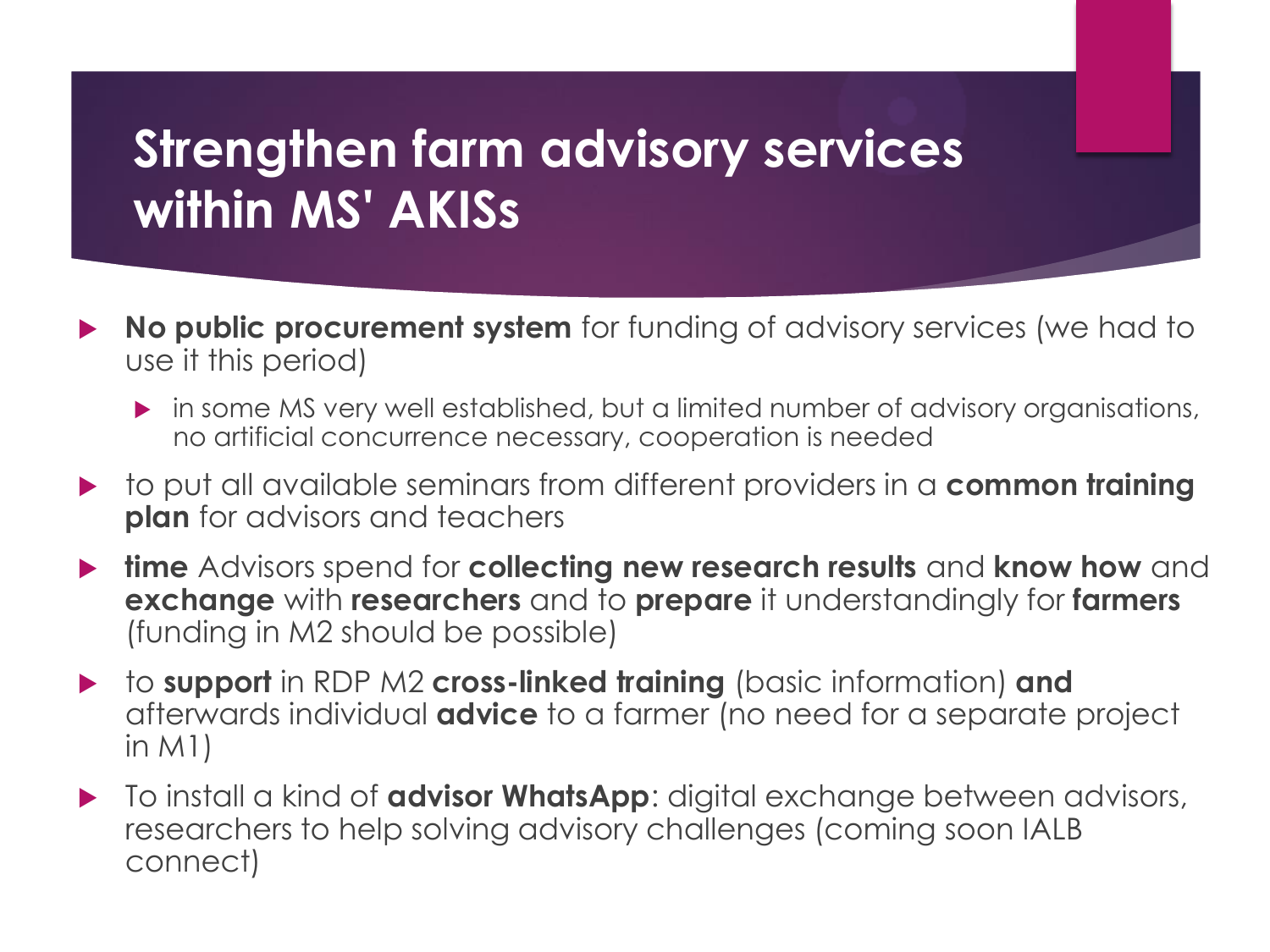# Strengthen farm advisory services within MS' AKISs

- **No public procurement system** for funding of advisory services (we had to use it this period)
  - in some MS very well established, but a limited number of advisory organisations, no artificial concurrence necessary, cooperation is needed
- to put all available seminars from different providers in a **common training plan** for advisors and teachers
- **time** Advisors spend for **collecting new research results** and **know how** and **exchange** with **researchers** and to **prepare** it understandingly for **farmers** (funding in M2 should be possible)
- to **support** in RDP M2 **cross-linked training** (basic information) **and** afterwards individual **advice** to a farmer (no need for a separate project in M1)
- To install a kind of **advisor WhatsApp**: digital exchange between advisors, researchers to help solving advisory challenges (coming soon IALB connect)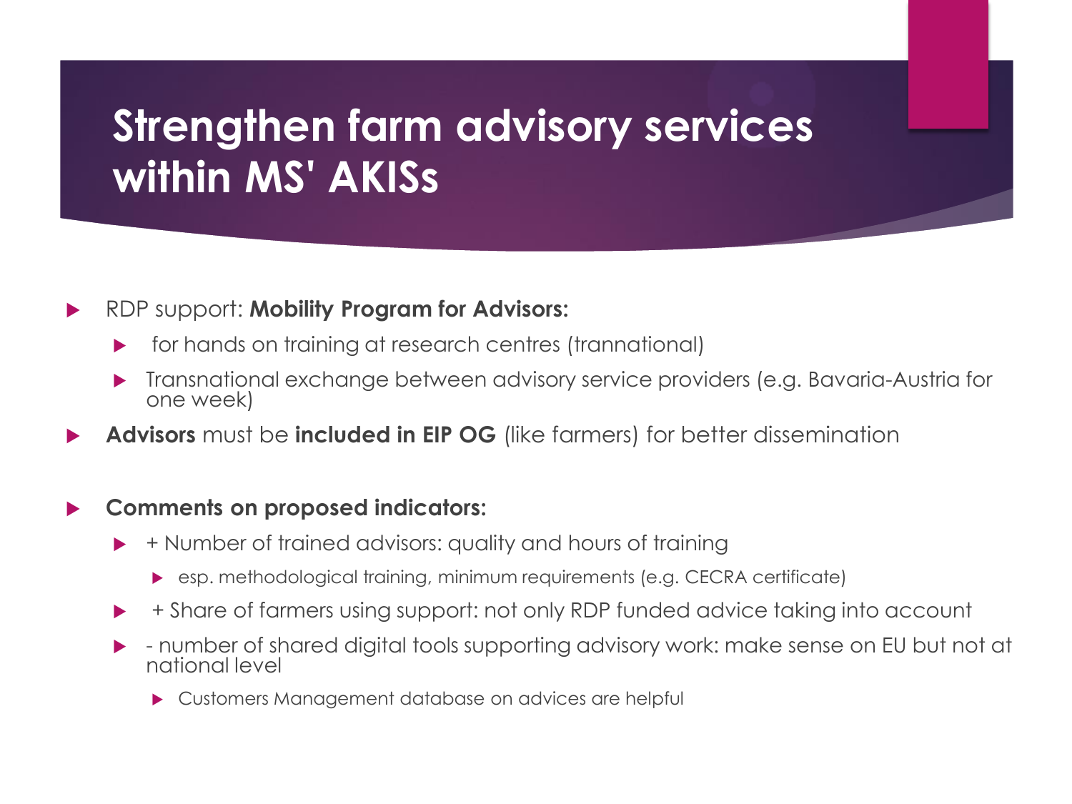# Strengthen farm advisory services within MS' AKISs

- RDP support: **Mobility Program for Advisors:**
  - for hands on training at research centres (trannational)
  - Transnational exchange between advisory service providers (e.g. Bavaria-Austria for one week)
- **Advisors** must be **included in EIP OG** (like farmers) for better dissemination
- **Comments on proposed indicators:**
  - + Number of trained advisors: quality and hours of training
    - esp. methodological training, minimum requirements (e.g. CECRA certificate)
  - + Share of farmers using support: not only RDP funded advice taking into account
  - - number of shared digital tools supporting advisory work: make sense on EU but not at national level
    - Customers Management database on advices are helpful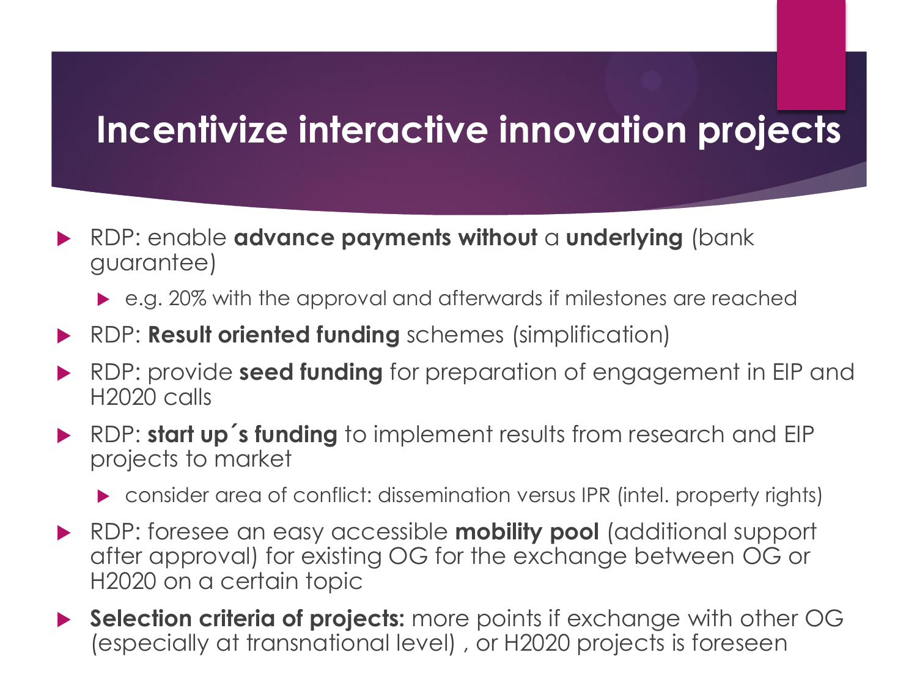# Incentivize interactive innovation projects

- RDP: enable **advance payments without** a **underlying** (bank guarantee)
  - e.g. 20% with the approval and afterwards if milestones are reached
- RDP: **Result oriented funding** schemes (simplification)
- RDP: provide **seed funding** for preparation of engagement in EIP and H2020 calls
- RDP: **start up´s funding** to implement results from research and EIP projects to market
  - consider area of conflict: dissemination versus IPR (intel. property rights)
- RDP: foresee an easy accessible **mobility pool** (additional support after approval) for existing OG for the exchange between OG or H2020 on a certain topic
- **Selection criteria of projects:** more points if exchange with other OG (especially at transnational level) , or H2020 projects is foreseen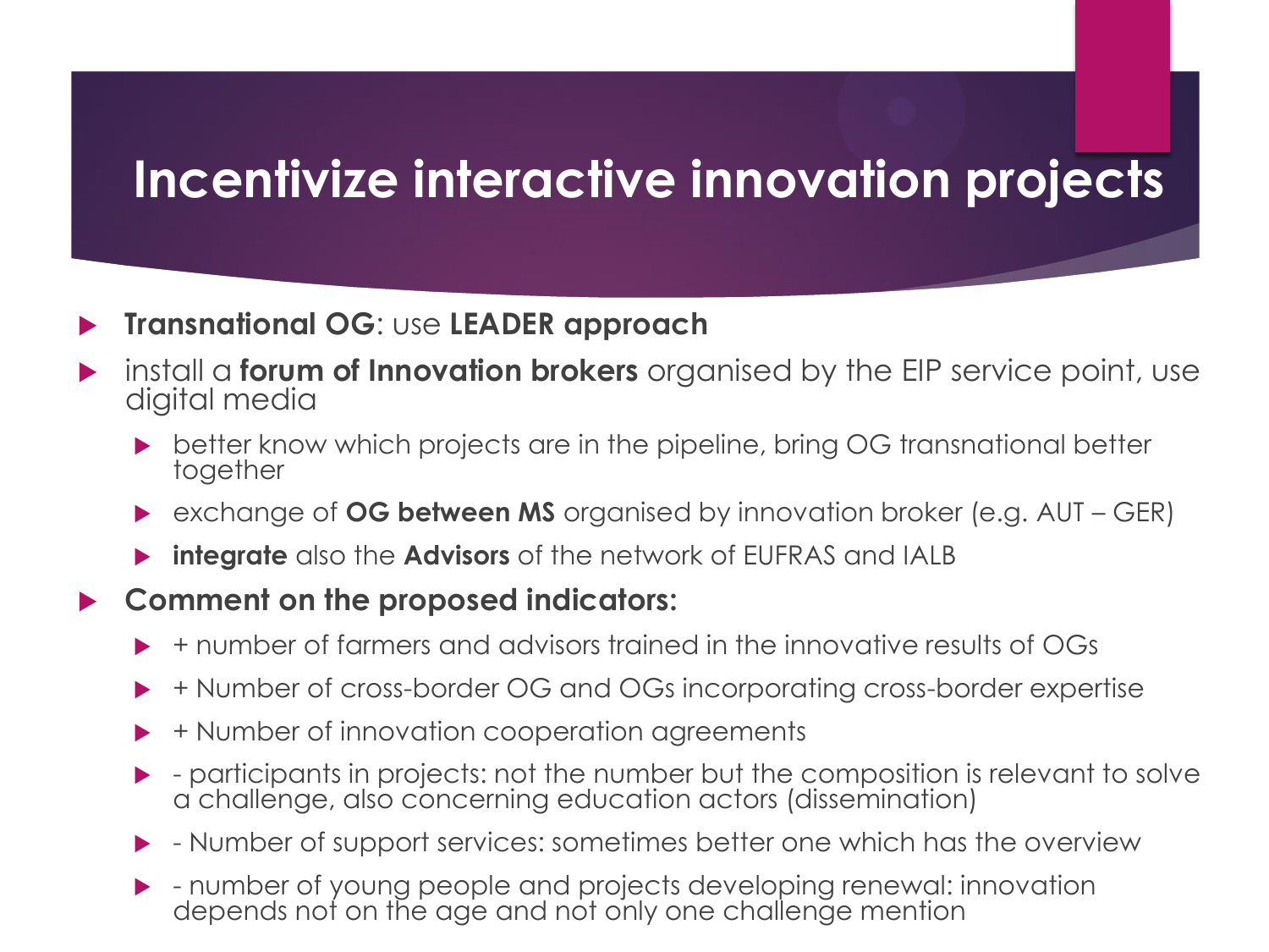# Incentivize interactive innovation projects

- **Transnational OG**: use **LEADER approach**
- install a **forum of Innovation brokers** organised by the EIP service point, use digital media
  - better know which projects are in the pipeline, bring OG transnational better together
  - exchange of **OG between MS** organised by innovation broker (e.g. AUT – GER)
  - **integrate** also the **Advisors** of the network of EUFRAS and IALB
- **Comment on the proposed indicators:**
  - + number of farmers and advisors trained in the innovative results of OGs
  - + Number of cross-border OG and OGs incorporating cross-border expertise
  - + Number of innovation cooperation agreements
  - - participants in projects: not the number but the composition is relevant to solve a challenge, also concerning education actors (dissemination)
  - - Number of support services: sometimes better one which has the overview
  - - number of young people and projects developing renewal: innovation depends not on the age and not only one challenge mention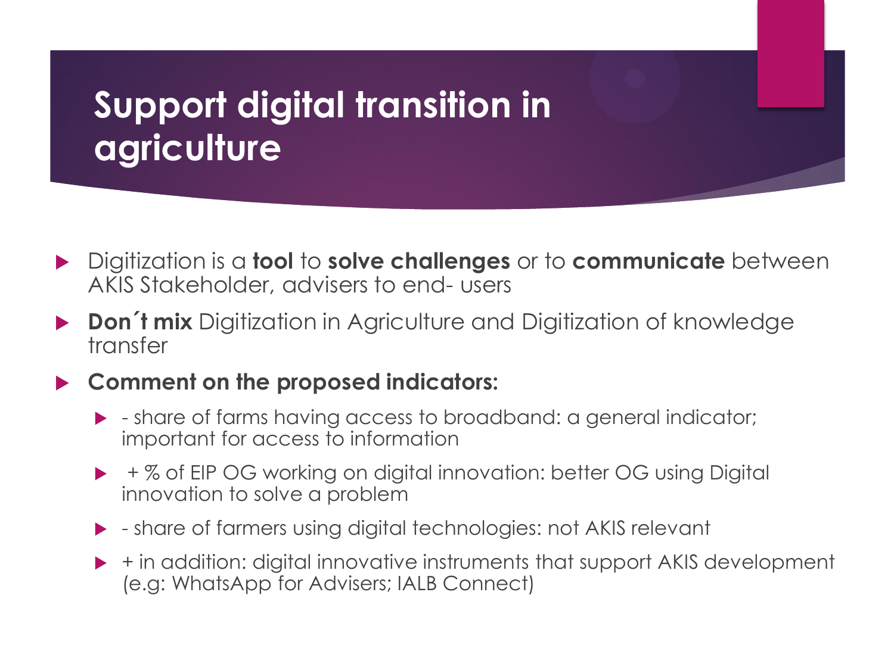# Support digital transition in agriculture

- Digitization is a **tool** to **solve challenges** or to **communicate** between AKIS Stakeholder, advisers to end- users
- **Don´t mix** Digitization in Agriculture and Digitization of knowledge transfer
- **Comment on the proposed indicators:**
  - - share of farms having access to broadband: a general indicator; important for access to information
  - + % of EIP OG working on digital innovation: better OG using Digital innovation to solve a problem
  - - share of farmers using digital technologies: not AKIS relevant
  - + in addition: digital innovative instruments that support AKIS development (e.g: WhatsApp for Advisers; IALB Connect)